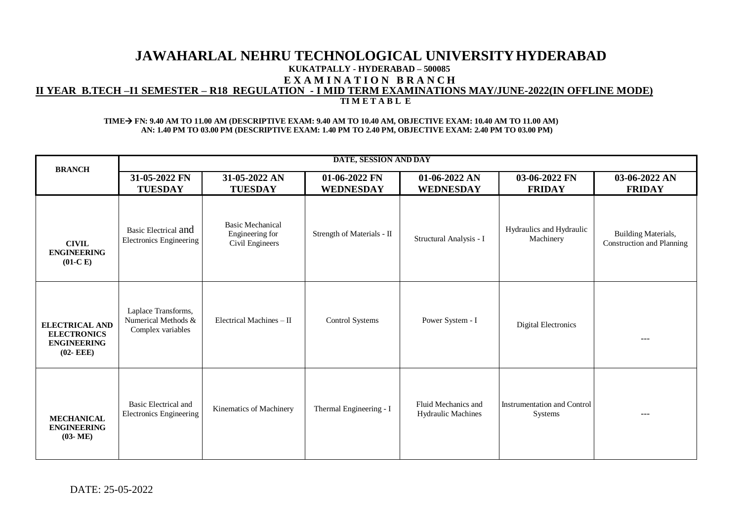# JAWAHARLAL NEHRU TECHNOLOGICAL UNIVERSITY HYDERABAD

**KUKATPALLY - HYDERABAD – 500085**

**E X A M I N A T I O N B R A N C H**

**II YEAR B.TECH –I1 SEMESTER – R18 REGULATION - I MID TERM EXAMINATIONS MAY/JUNE-2022(IN OFFLINE MODE)**

**TI M E T A B L E**

**TIME→ FN: 9.40 AM TO 11.00 AM (DESCRIPTIVE EXAM: 9.40 AM TO 10.40 AM, OBJECTIVE EXAM: 10.40 AM TO 11.00 AM)**
**AN: 1.40 PM TO 03.00 PM (DESCRIPTIVE EXAM: 1.40 PM TO 2.40 PM, OBJECTIVE EXAM: 2.40 PM TO 03.00 PM)**

| BRANCH | DATE, SESSION AND DAY | | | | | |
|---|---|---|---|---|---|---|
| | **31-05-2022 FN TUESDAY** | **31-05-2022 AN TUESDAY** | **01-06-2022 FN WEDNESDAY** | **01-06-2022 AN WEDNESDAY** | **03-06-2022 FN FRIDAY** | **03-06-2022 AN FRIDAY** |
| **CIVIL ENGINEERING (01-C E)** | Basic Electrical and Electronics Engineering | Basic Mechanical Engineering for Civil Engineers | Strength of Materials - II | Structural Analysis - I | Hydraulics and Hydraulic Machinery | Building Materials, Construction and Planning |
| **ELECTRICAL AND ELECTRONICS ENGINEERING (02- EEE)** | Laplace Transforms, Numerical Methods & Complex variables | Electrical Machines – II | Control Systems | Power System - I | Digital Electronics | --- |
| **MECHANICAL ENGINEERING (03- ME)** | Basic Electrical and Electronics Engineering | Kinematics of Machinery | Thermal Engineering - I | Fluid Mechanics and Hydraulic Machines | Instrumentation and Control Systems | --- |

DATE: 25-05-2022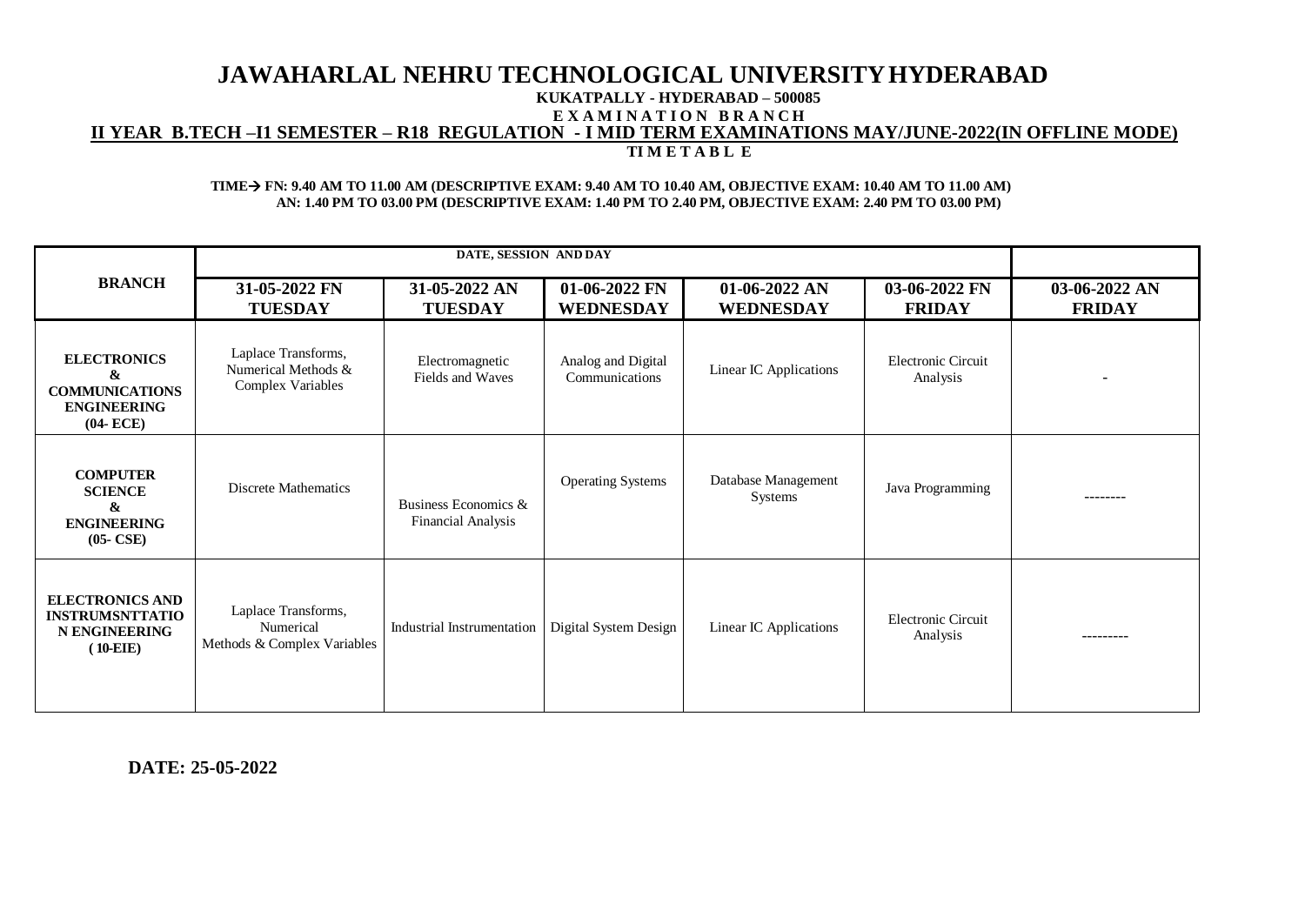# JAWAHARLAL NEHRU TECHNOLOGICAL UNIVERSITY HYDERABAD

**KUKATPALLY - HYDERABAD – 500085**

**E X A M I N A T I O N B R A N C H**

**II YEAR B.TECH –I1 SEMESTER – R18 REGULATION - I MID TERM EXAMINATIONS MAY/JUNE-2022(IN OFFLINE MODE)**

**TI M E T A B L E**

**TIME→ FN: 9.40 AM TO 11.00 AM (DESCRIPTIVE EXAM: 9.40 AM TO 10.40 AM, OBJECTIVE EXAM: 10.40 AM TO 11.00 AM)**
**AN: 1.40 PM TO 03.00 PM (DESCRIPTIVE EXAM: 1.40 PM TO 2.40 PM, OBJECTIVE EXAM: 2.40 PM TO 03.00 PM)**

| BRANCH | DATE, SESSION AND DAY | | | | | |
|---|---|---|---|---|---|---|
| | **31-05-2022 FN TUESDAY** | **31-05-2022 AN TUESDAY** | **01-06-2022 FN WEDNESDAY** | **01-06-2022 AN WEDNESDAY** | **03-06-2022 FN FRIDAY** | **03-06-2022 AN FRIDAY** |
| **ELECTRONICS & COMMUNICATIONS ENGINEERING (04- ECE)** | Laplace Transforms, Numerical Methods & Complex Variables | Electromagnetic Fields and Waves | Analog and Digital Communications | Linear IC Applications | Electronic Circuit Analysis | - |
| **COMPUTER SCIENCE & ENGINEERING (05- CSE)** | Discrete Mathematics | Business Economics & Financial Analysis | Operating Systems | Database Management Systems | Java Programming | -------- |
| **ELECTRONICS AND INSTRUMSNTTATION ENGINEERING ( 10-EIE)** | Laplace Transforms, Numerical Methods & Complex Variables | Industrial Instrumentation | Digital System Design | Linear IC Applications | Electronic Circuit Analysis | --------- |

**DATE: 25-05-2022**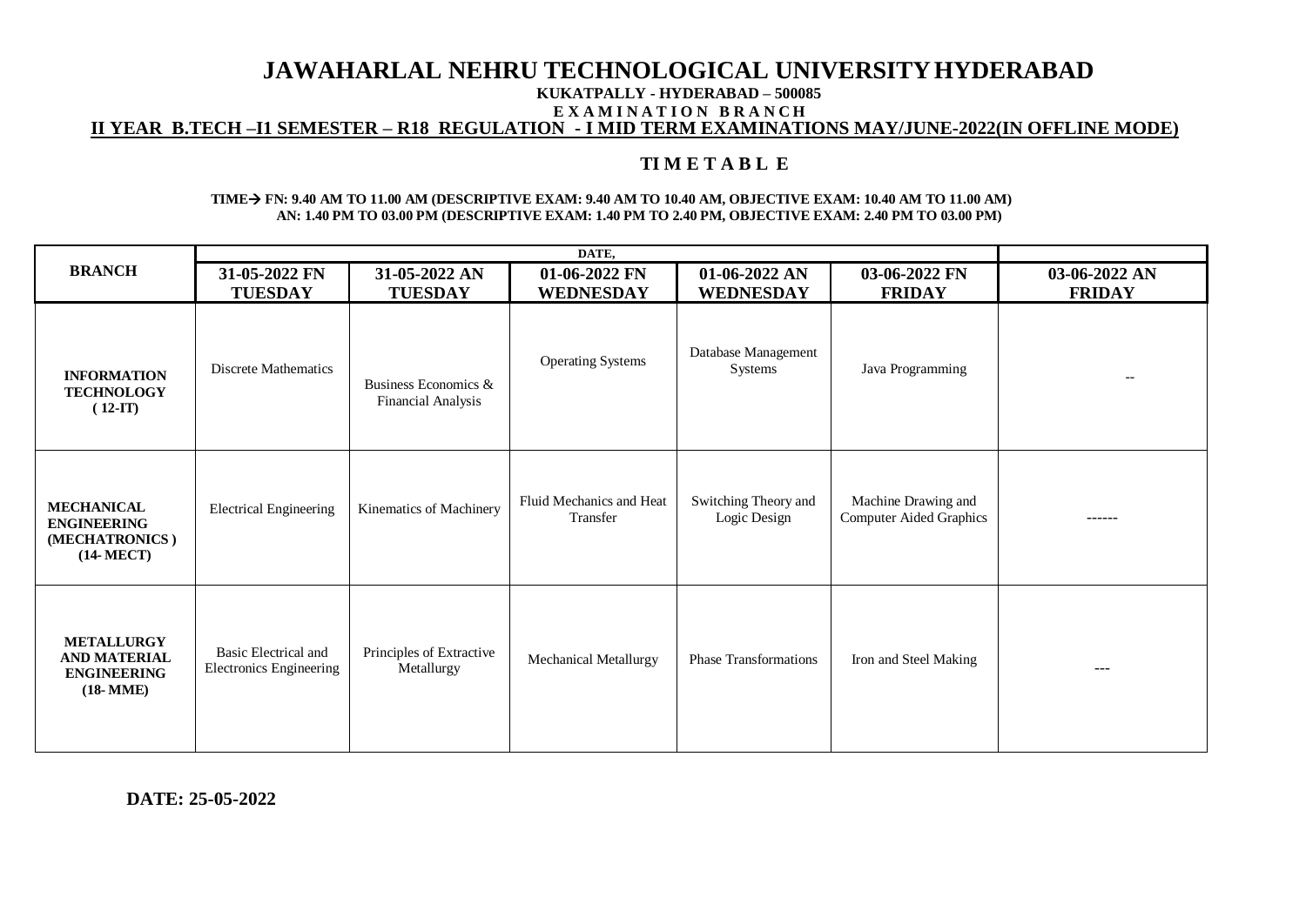# JAWAHARLAL NEHRU TECHNOLOGICAL UNIVERSITY HYDERABAD

**KUKATPALLY - HYDERABAD – 500085**

**E X A M I N A T I O N B R A N C H**

**II YEAR B.TECH –I1 SEMESTER – R18 REGULATION - I MID TERM EXAMINATIONS MAY/JUNE-2022(IN OFFLINE MODE)**

## TI M E T A B L E

**TIME→ FN: 9.40 AM TO 11.00 AM (DESCRIPTIVE EXAM: 9.40 AM TO 10.40 AM, OBJECTIVE EXAM: 10.40 AM TO 11.00 AM)**
**AN: 1.40 PM TO 03.00 PM (DESCRIPTIVE EXAM: 1.40 PM TO 2.40 PM, OBJECTIVE EXAM: 2.40 PM TO 03.00 PM)**

| BRANCH | DATE, | | | | | |
|---|---|---|---|---|---|---|
| | 31-05-2022 FN TUESDAY | 31-05-2022 AN TUESDAY | 01-06-2022 FN WEDNESDAY | 01-06-2022 AN WEDNESDAY | 03-06-2022 FN FRIDAY | 03-06-2022 AN FRIDAY |
| **INFORMATION TECHNOLOGY ( 12-IT)** | Discrete Mathematics | Business Economics & Financial Analysis | Operating Systems | Database Management Systems | Java Programming | -- |
| **MECHANICAL ENGINEERING (MECHATRONICS ) (14- MECT)** | Electrical Engineering | Kinematics of Machinery | Fluid Mechanics and Heat Transfer | Switching Theory and Logic Design | Machine Drawing and Computer Aided Graphics | ------ |
| **METALLURGY AND MATERIAL ENGINEERING (18- MME)** | Basic Electrical and Electronics Engineering | Principles of Extractive Metallurgy | Mechanical Metallurgy | Phase Transformations | Iron and Steel Making | --- |

**DATE: 25-05-2022**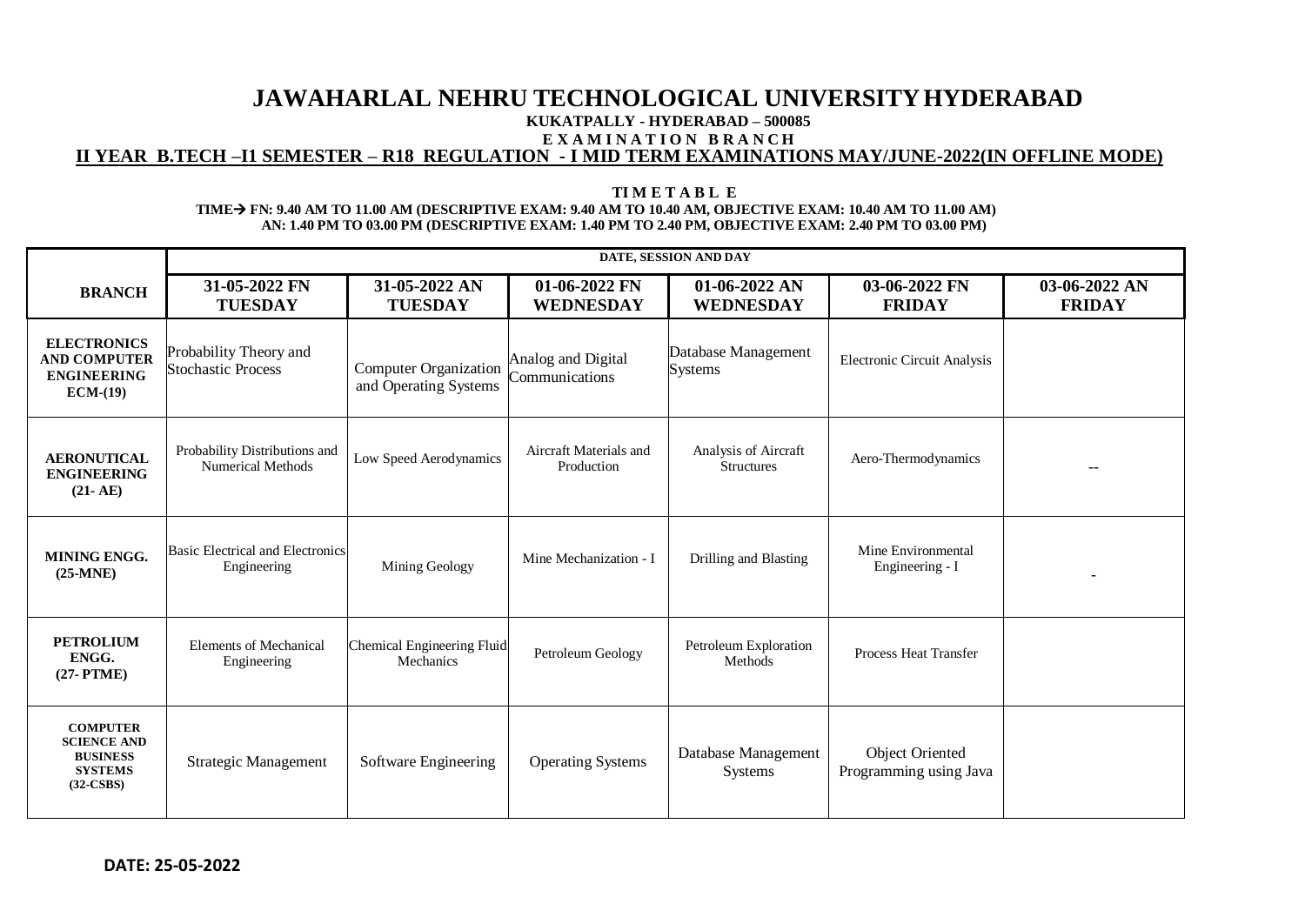# JAWAHARLAL NEHRU TECHNOLOGICAL UNIVERSITY HYDERABAD

**KUKATPALLY - HYDERABAD – 500085**

**E X A M I N A T I O N B R A N C H**

**II YEAR B.TECH –I1 SEMESTER – R18 REGULATION - I MID TERM EXAMINATIONS MAY/JUNE-2022(IN OFFLINE MODE)**

**TI M E T A B L E**

**TIME→ FN: 9.40 AM TO 11.00 AM (DESCRIPTIVE EXAM: 9.40 AM TO 10.40 AM, OBJECTIVE EXAM: 10.40 AM TO 11.00 AM)**
**AN: 1.40 PM TO 03.00 PM (DESCRIPTIVE EXAM: 1.40 PM TO 2.40 PM, OBJECTIVE EXAM: 2.40 PM TO 03.00 PM)**

| | DATE, SESSION AND DAY | | | | | |
|---|---|---|---|---|---|---|
| **BRANCH** | **31-05-2022 FN TUESDAY** | **31-05-2022 AN TUESDAY** | **01-06-2022 FN WEDNESDAY** | **01-06-2022 AN WEDNESDAY** | **03-06-2022 FN FRIDAY** | **03-06-2022 AN FRIDAY** |
| **ELECTRONICS AND COMPUTER ENGINEERING ECM-(19)** | Probability Theory and Stochastic Process | Computer Organization and Operating Systems | Analog and Digital Communications | Database Management Systems | Electronic Circuit Analysis | |
| **AERONUTICAL ENGINEERING (21- AE)** | Probability Distributions and Numerical Methods | Low Speed Aerodynamics | Aircraft Materials and Production | Analysis of Aircraft Structures | Aero-Thermodynamics | -- |
| **MINING ENGG. (25-MNE)** | Basic Electrical and Electronics Engineering | Mining Geology | Mine Mechanization - I | Drilling and Blasting | Mine Environmental Engineering - I | - |
| **PETROLIUM ENGG. (27- PTME)** | Elements of Mechanical Engineering | Chemical Engineering Fluid Mechanics | Petroleum Geology | Petroleum Exploration Methods | Process Heat Transfer | |
| **COMPUTER SCIENCE AND BUSINESS SYSTEMS (32-CSBS)** | Strategic Management | Software Engineering | Operating Systems | Database Management Systems | Object Oriented Programming using Java | |

**DATE: 25-05-2022**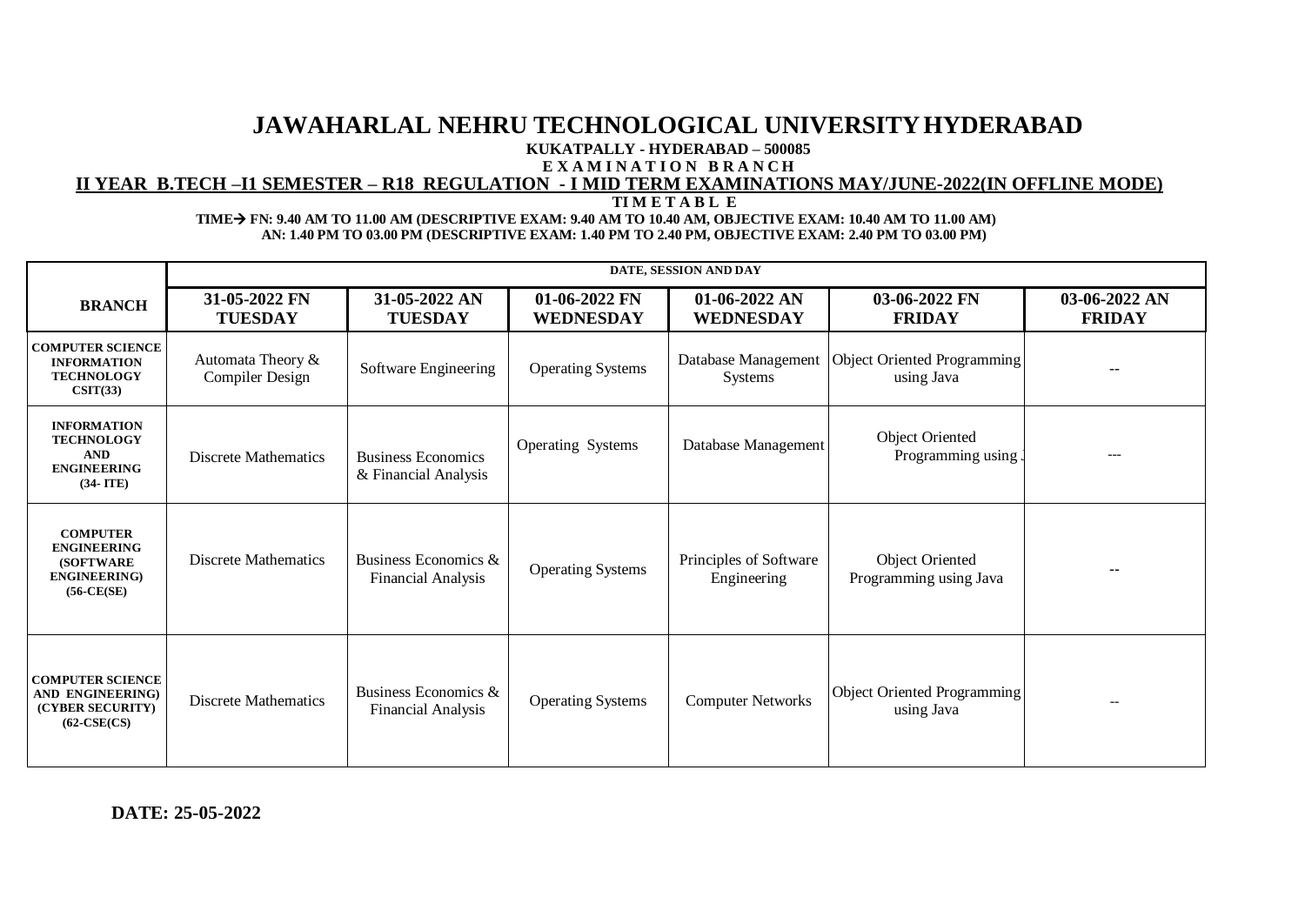# JAWAHARLAL NEHRU TECHNOLOGICAL UNIVERSITY HYDERABAD

**KUKATPALLY - HYDERABAD – 500085**

**E X A M I N A T I O N B R A N C H**

**II YEAR B.TECH –I1 SEMESTER – R18 REGULATION - I MID TERM EXAMINATIONS MAY/JUNE-2022(IN OFFLINE MODE)**

**TI M E T A B L E**

**TIME→ FN: 9.40 AM TO 11.00 AM (DESCRIPTIVE EXAM: 9.40 AM TO 10.40 AM, OBJECTIVE EXAM: 10.40 AM TO 11.00 AM)**
**AN: 1.40 PM TO 03.00 PM (DESCRIPTIVE EXAM: 1.40 PM TO 2.40 PM, OBJECTIVE EXAM: 2.40 PM TO 03.00 PM)**

| BRANCH | DATE, SESSION AND DAY | | | | | |
|---|---|---|---|---|---|---|
| | **31-05-2022 FN TUESDAY** | **31-05-2022 AN TUESDAY** | **01-06-2022 FN WEDNESDAY** | **01-06-2022 AN WEDNESDAY** | **03-06-2022 FN FRIDAY** | **03-06-2022 AN FRIDAY** |
| **COMPUTER SCIENCE INFORMATION TECHNOLOGY CSIT(33)** | Automata Theory & Compiler Design | Software Engineering | Operating Systems | Database Management Systems | Object Oriented Programming using Java | -- |
| **INFORMATION TECHNOLOGY AND ENGINEERING (34- ITE)** | Discrete Mathematics | Business Economics & Financial Analysis | Operating Systems | Database Management | Object Oriented Programming using J | --- |
| **COMPUTER ENGINEERING (SOFTWARE ENGINEERING) (56-CE(SE)** | Discrete Mathematics | Business Economics & Financial Analysis | Operating Systems | Principles of Software Engineering | Object Oriented Programming using Java | -- |
| **COMPUTER SCIENCE AND ENGINEERING) (CYBER SECURITY) (62-CSE(CS)** | Discrete Mathematics | Business Economics & Financial Analysis | Operating Systems | Computer Networks | Object Oriented Programming using Java | -- |

**DATE: 25-05-2022**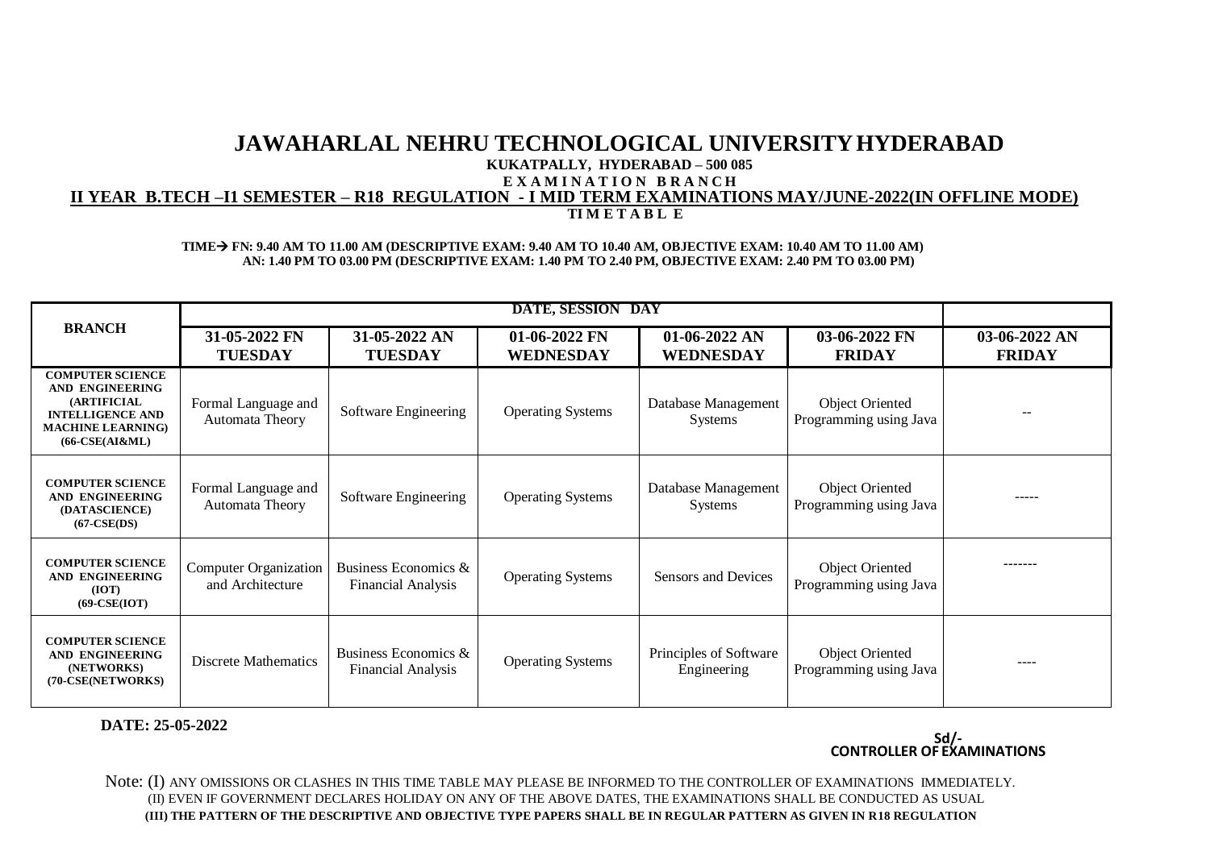# JAWAHARLAL NEHRU TECHNOLOGICAL UNIVERSITY HYDERABAD

**KUKATPALLY, HYDERABAD – 500 085**

**E X A M I N A T I O N B R A N C H**

**II YEAR B.TECH –I1 SEMESTER – R18 REGULATION - I MID TERM EXAMINATIONS MAY/JUNE-2022(IN OFFLINE MODE)**

**TI M E T A B L E**

**TIME→ FN: 9.40 AM TO 11.00 AM (DESCRIPTIVE EXAM: 9.40 AM TO 10.40 AM, OBJECTIVE EXAM: 10.40 AM TO 11.00 AM)**
**AN: 1.40 PM TO 03.00 PM (DESCRIPTIVE EXAM: 1.40 PM TO 2.40 PM, OBJECTIVE EXAM: 2.40 PM TO 03.00 PM)**

| BRANCH | DATE, SESSION DAY | | | | | |
|---|---|---|---|---|---|---|
| | **31-05-2022 FN TUESDAY** | **31-05-2022 AN TUESDAY** | **01-06-2022 FN WEDNESDAY** | **01-06-2022 AN WEDNESDAY** | **03-06-2022 FN FRIDAY** | **03-06-2022 AN FRIDAY** |
| **COMPUTER SCIENCE AND ENGINEERING (ARTIFICIAL INTELLIGENCE AND MACHINE LEARNING) (66-CSE(AI&ML)** | Formal Language and Automata Theory | Software Engineering | Operating Systems | Database Management Systems | Object Oriented Programming using Java | -- |
| **COMPUTER SCIENCE AND ENGINEERING (DATASCIENCE) (67-CSE(DS)** | Formal Language and Automata Theory | Software Engineering | Operating Systems | Database Management Systems | Object Oriented Programming using Java | ----- |
| **COMPUTER SCIENCE AND ENGINEERING (IOT) (69-CSE(IOT)** | Computer Organization and Architecture | Business Economics & Financial Analysis | Operating Systems | Sensors and Devices | Object Oriented Programming using Java | ------- |
| **COMPUTER SCIENCE AND ENGINEERING (NETWORKS) (70-CSE(NETWORKS)** | Discrete Mathematics | Business Economics & Financial Analysis | Operating Systems | Principles of Software Engineering | Object Oriented Programming using Java | ---- |

**DATE: 25-05-2022**

**Sd/-**
**CONTROLLER OF EXAMINATIONS**

Note: (I) ANY OMISSIONS OR CLASHES IN THIS TIME TABLE MAY PLEASE BE INFORMED TO THE CONTROLLER OF EXAMINATIONS IMMEDIATELY.
(II) EVEN IF GOVERNMENT DECLARES HOLIDAY ON ANY OF THE ABOVE DATES, THE EXAMINATIONS SHALL BE CONDUCTED AS USUAL
**(III) THE PATTERN OF THE DESCRIPTIVE AND OBJECTIVE TYPE PAPERS SHALL BE IN REGULAR PATTERN AS GIVEN IN R18 REGULATION**